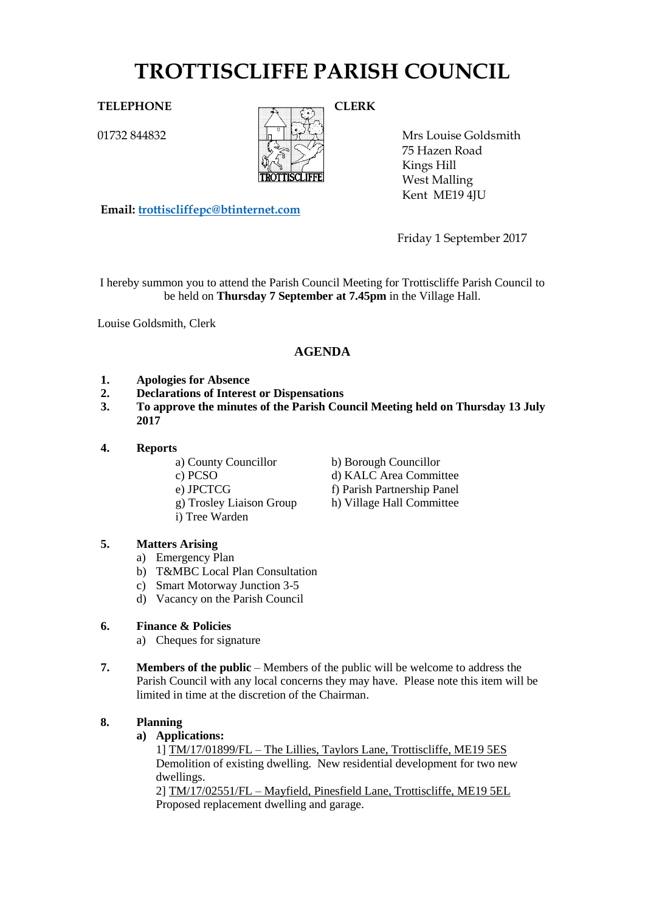# TROTTISCLIFFE PARISH COUNCIL

**TELEPHONE**

01732 844832

**CLERK**

Mrs Louise Goldsmith
75 Hazen Road
Kings Hill
West Malling
Kent ME19 4JU

**Email:** trottiscliffepc@btinternet.com

Friday 1 September 2017

I hereby summon you to attend the Parish Council Meeting for Trottiscliffe Parish Council to be held on **Thursday 7 September at 7.45pm** in the Village Hall.

Louise Goldsmith, Clerk

## AGENDA

1. **Apologies for Absence**
2. **Declarations of Interest or Dispensations**
3. **To approve the minutes of the Parish Council Meeting held on Thursday 13 July 2017**

4. **Reports**

   a) County Councillor
   b) Borough Councillor
   c) PCSO
   d) KALC Area Committee
   e) JPCTCG
   f) Parish Partnership Panel
   g) Trosley Liaison Group
   h) Village Hall Committee
   i) Tree Warden

5. **Matters Arising**

   a) Emergency Plan
   b) T&MBC Local Plan Consultation
   c) Smart Motorway Junction 3-5
   d) Vacancy on the Parish Council

6. **Finance & Policies**

   a) Cheques for signature

7. **Members of the public** – Members of the public will be welcome to address the Parish Council with any local concerns they may have. Please note this item will be limited in time at the discretion of the Chairman.

8. **Planning**

   **a) Applications:**

   1] TM/17/01899/FL – The Lillies, Taylors Lane, Trottiscliffe, ME19 5ES
   Demolition of existing dwelling. New residential development for two new dwellings.

   2] TM/17/02551/FL – Mayfield, Pinesfield Lane, Trottiscliffe, ME19 5EL
   Proposed replacement dwelling and garage.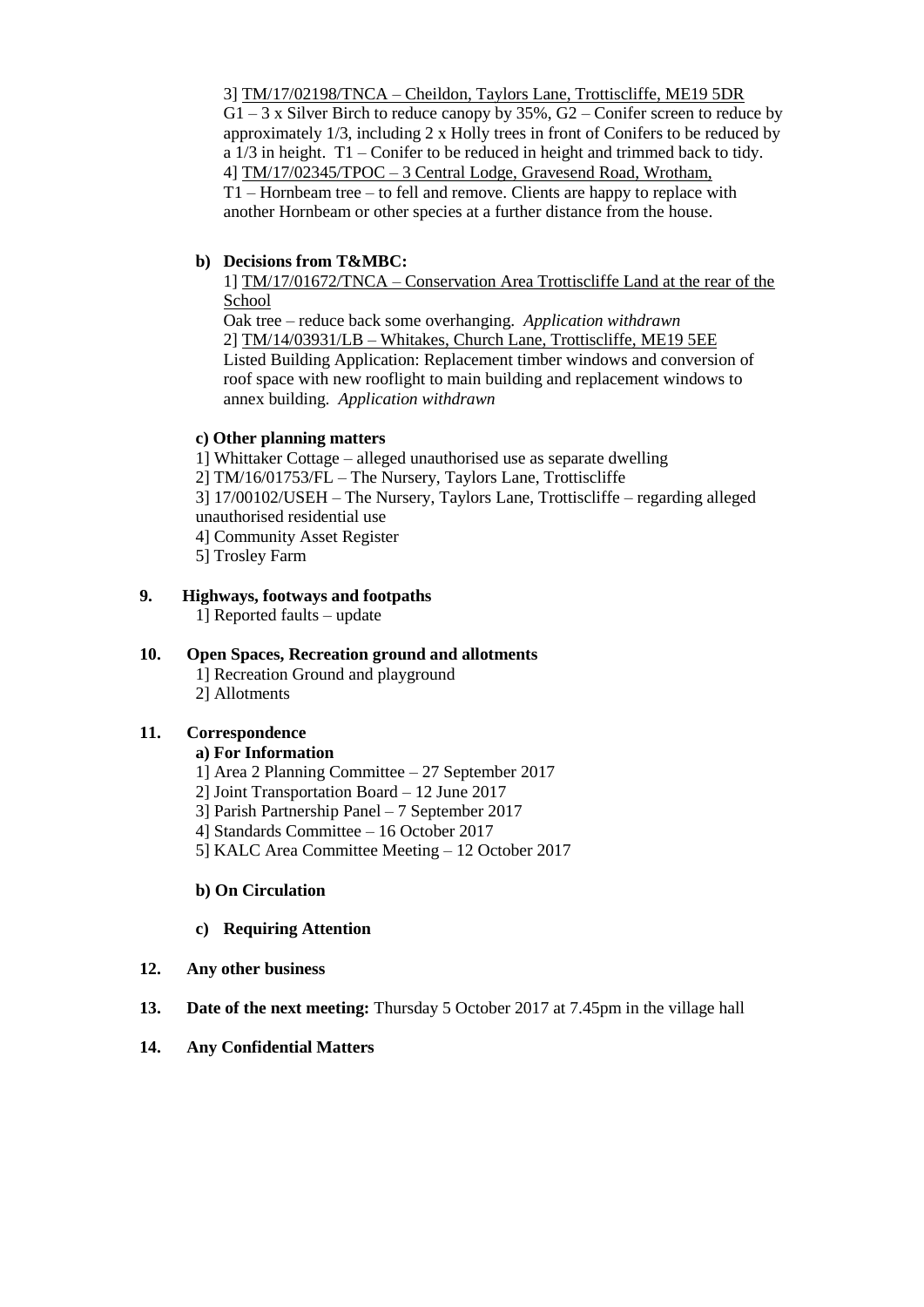3] TM/17/02198/TNCA – Cheildon, Taylors Lane, Trottiscliffe, ME19 5DR
G1 – 3 x Silver Birch to reduce canopy by 35%, G2 – Conifer screen to reduce by approximately 1/3, including 2 x Holly trees in front of Conifers to be reduced by a 1/3 in height. T1 – Conifer to be reduced in height and trimmed back to tidy.
4] TM/17/02345/TPOC – 3 Central Lodge, Gravesend Road, Wrotham,
T1 – Hornbeam tree – to fell and remove. Clients are happy to replace with another Hornbeam or other species at a further distance from the house.

**b) Decisions from T&MBC:**

1] TM/17/01672/TNCA – Conservation Area Trottiscliffe Land at the rear of the School
Oak tree – reduce back some overhanging. *Application withdrawn*
2] TM/14/03931/LB – Whitakes, Church Lane, Trottiscliffe, ME19 5EE
Listed Building Application: Replacement timber windows and conversion of roof space with new rooflight to main building and replacement windows to annex building. *Application withdrawn*

**c) Other planning matters**

1] Whittaker Cottage – alleged unauthorised use as separate dwelling
2] TM/16/01753/FL – The Nursery, Taylors Lane, Trottiscliffe
3] 17/00102/USEH – The Nursery, Taylors Lane, Trottiscliffe – regarding alleged unauthorised residential use
4] Community Asset Register
5] Trosley Farm

**9. Highways, footways and footpaths**

1] Reported faults – update

**10. Open Spaces, Recreation ground and allotments**

1] Recreation Ground and playground
2] Allotments

**11. Correspondence**

**a) For Information**

1] Area 2 Planning Committee – 27 September 2017
2] Joint Transportation Board – 12 June 2017
3] Parish Partnership Panel – 7 September 2017
4] Standards Committee – 16 October 2017
5] KALC Area Committee Meeting – 12 October 2017

**b) On Circulation**

**c) Requiring Attention**

**12. Any other business**

**13. Date of the next meeting:** Thursday 5 October 2017 at 7.45pm in the village hall

**14. Any Confidential Matters**